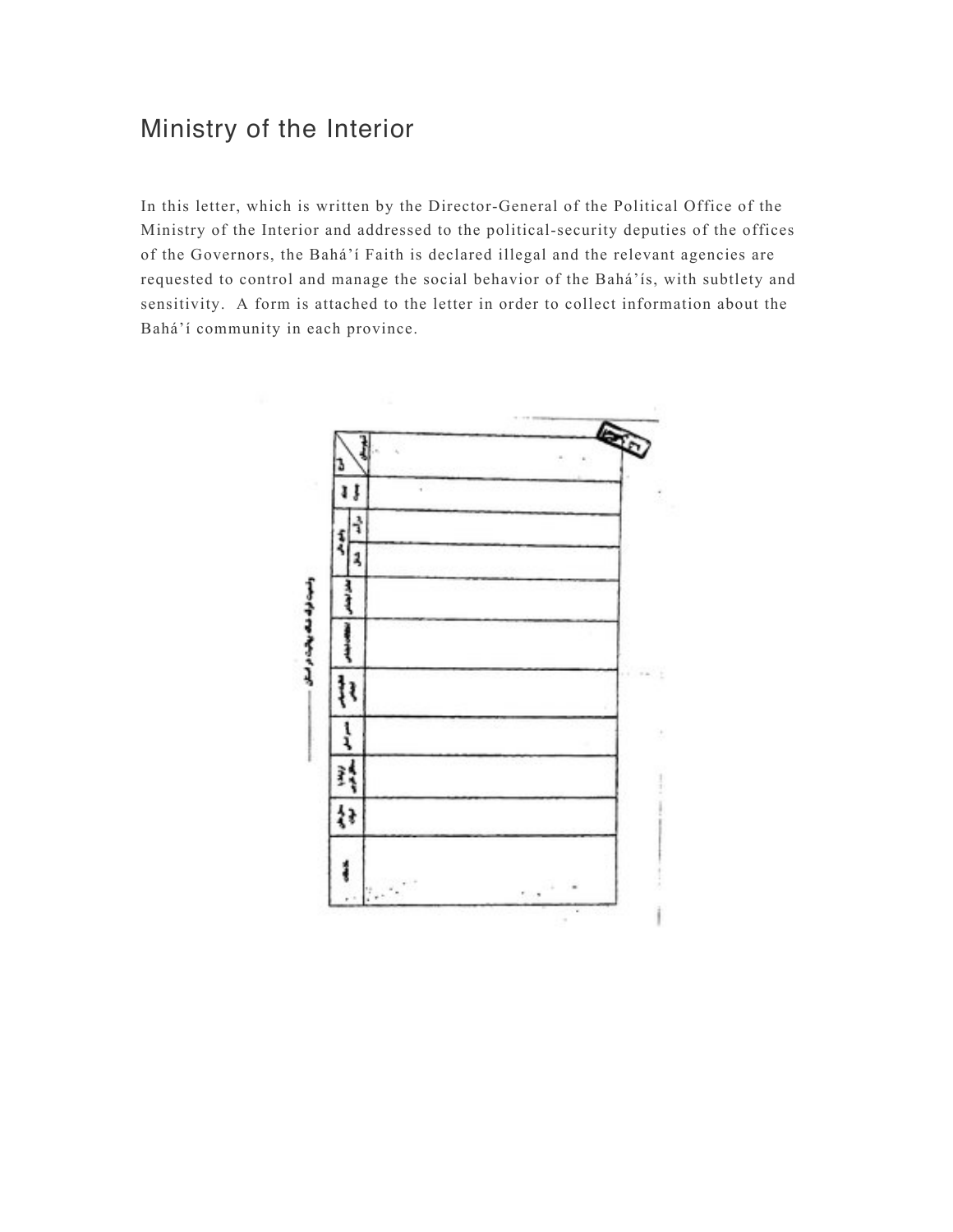## Ministry of the Interior

In this letter, which is written by the Director-General of the Political Office of the Ministry of the Interior and addressed to the political-security deputies of the offices of the Governors, the Bahá'í Faith is declared illegal and the relevant agencies are requested to control and manage the social behavior of the Bahá'ís, with subtlety and sensitivity. A form is attached to the letter in order to collect information about the Bahá'í community in each province.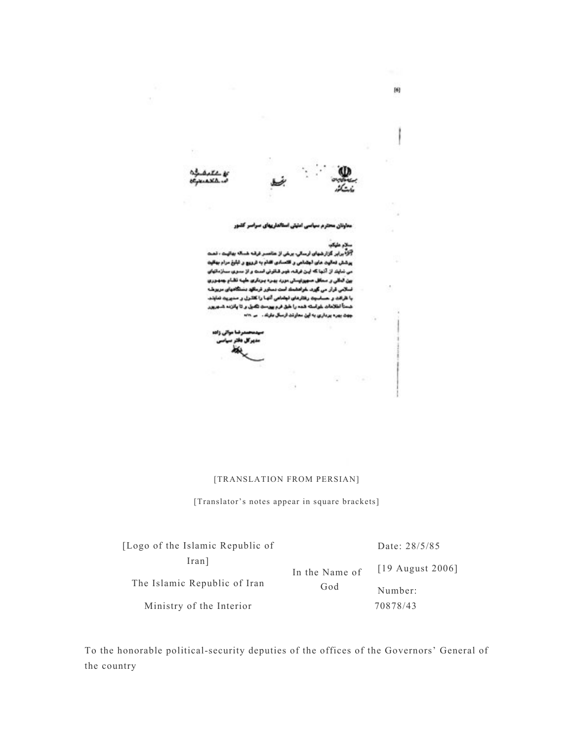[6]

[TRANSLATION FROM PERSIAN]

[Translator's notes appear in square brackets]

| [Logo of the Islamic Republic of Iran] | In the Name of God | Date: 28/5/85 |
|---|---|---|
| | | [19 August 2006] |
| The Islamic Republic of Iran | | Number: |
| Ministry of the Interior | | 70878/43 |

To the honorable political-security deputies of the offices of the Governors' General of the country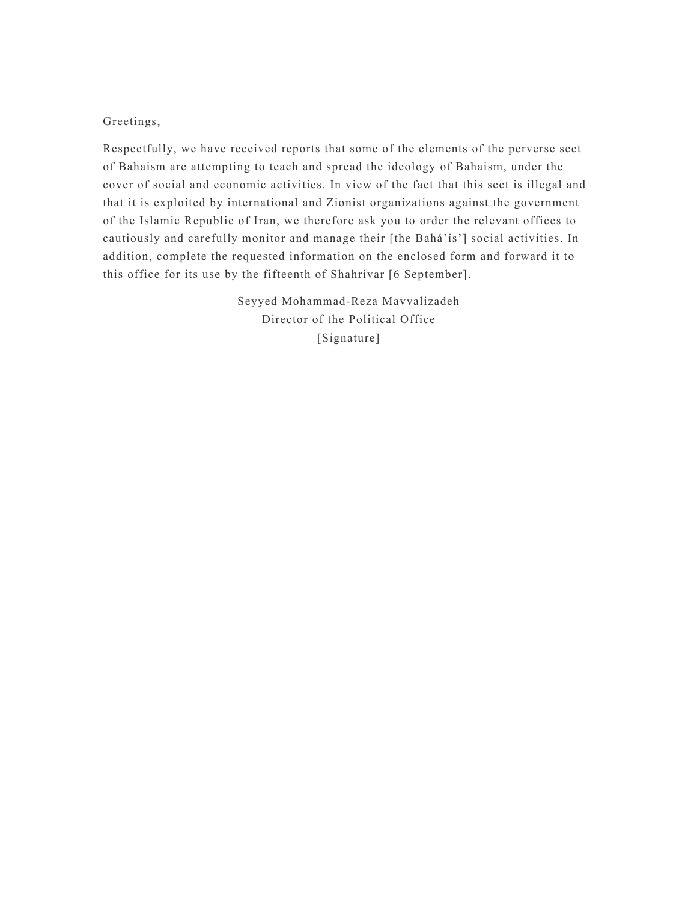Greetings,

Respectfully, we have received reports that some of the elements of the perverse sect of Bahaism are attempting to teach and spread the ideology of Bahaism, under the cover of social and economic activities. In view of the fact that this sect is illegal and that it is exploited by international and Zionist organizations against the government of the Islamic Republic of Iran, we therefore ask you to order the relevant offices to cautiously and carefully monitor and manage their [the Bahá'ís'] social activities. In addition, complete the requested information on the enclosed form and forward it to this office for its use by the fifteenth of Shahrívar [6 September].

Seyyed Mohammad-Reza Mavvalizadeh
Director of the Political Office
[Signature]